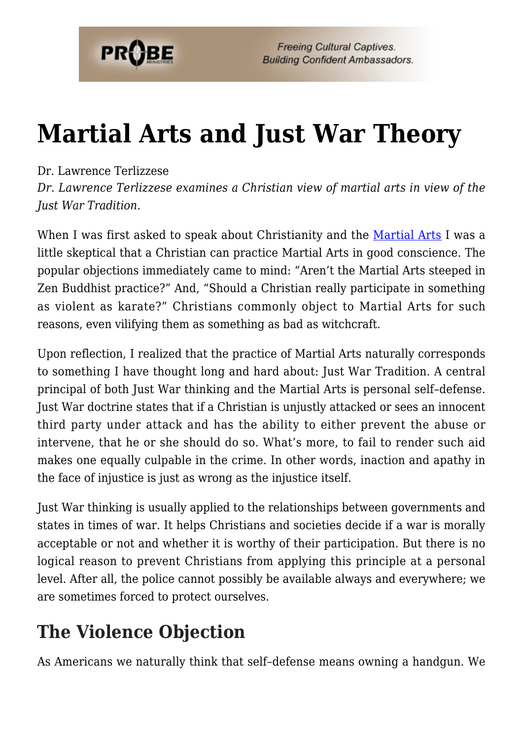# Martial Arts and Just War Theory

Dr. Lawrence Terlizzese

*Dr. Lawrence Terlizzese examines a Christian view of martial arts in view of the Just War Tradition.*

When I was first asked to speak about Christianity and the Martial Arts I was a little skeptical that a Christian can practice Martial Arts in good conscience. The popular objections immediately came to mind: "Aren't the Martial Arts steeped in Zen Buddhist practice?" And, "Should a Christian really participate in something as violent as karate?" Christians commonly object to Martial Arts for such reasons, even vilifying them as something as bad as witchcraft.

Upon reflection, I realized that the practice of Martial Arts naturally corresponds to something I have thought long and hard about: Just War Tradition. A central principal of both Just War thinking and the Martial Arts is personal self–defense. Just War doctrine states that if a Christian is unjustly attacked or sees an innocent third party under attack and has the ability to either prevent the abuse or intervene, that he or she should do so. What's more, to fail to render such aid makes one equally culpable in the crime. In other words, inaction and apathy in the face of injustice is just as wrong as the injustice itself.

Just War thinking is usually applied to the relationships between governments and states in times of war. It helps Christians and societies decide if a war is morally acceptable or not and whether it is worthy of their participation. But there is no logical reason to prevent Christians from applying this principle at a personal level. After all, the police cannot possibly be available always and everywhere; we are sometimes forced to protect ourselves.

## The Violence Objection

As Americans we naturally think that self–defense means owning a handgun. We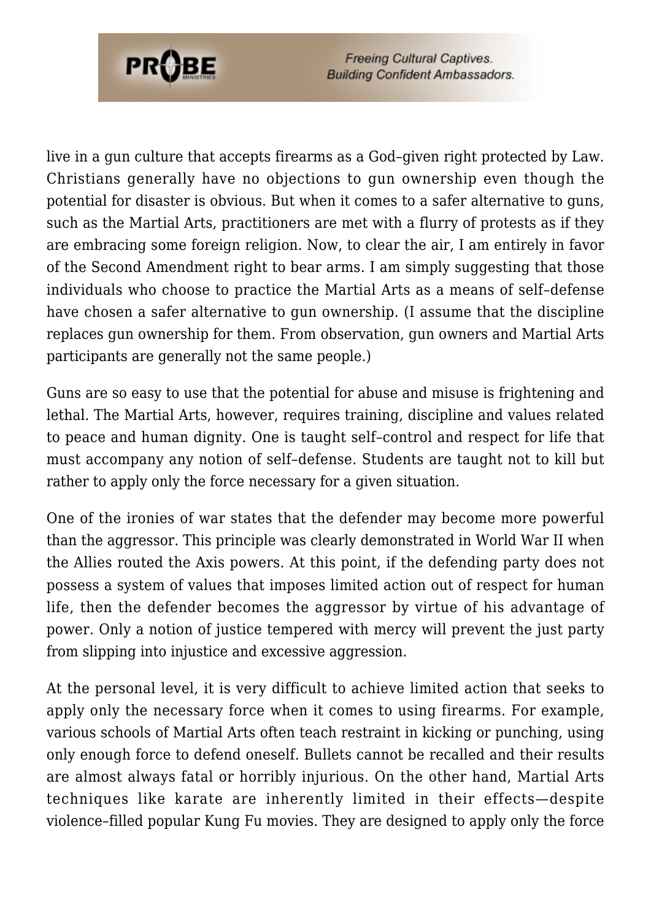live in a gun culture that accepts firearms as a God–given right protected by Law. Christians generally have no objections to gun ownership even though the potential for disaster is obvious. But when it comes to a safer alternative to guns, such as the Martial Arts, practitioners are met with a flurry of protests as if they are embracing some foreign religion. Now, to clear the air, I am entirely in favor of the Second Amendment right to bear arms. I am simply suggesting that those individuals who choose to practice the Martial Arts as a means of self–defense have chosen a safer alternative to gun ownership. (I assume that the discipline replaces gun ownership for them. From observation, gun owners and Martial Arts participants are generally not the same people.)

Guns are so easy to use that the potential for abuse and misuse is frightening and lethal. The Martial Arts, however, requires training, discipline and values related to peace and human dignity. One is taught self–control and respect for life that must accompany any notion of self–defense. Students are taught not to kill but rather to apply only the force necessary for a given situation.

One of the ironies of war states that the defender may become more powerful than the aggressor. This principle was clearly demonstrated in World War II when the Allies routed the Axis powers. At this point, if the defending party does not possess a system of values that imposes limited action out of respect for human life, then the defender becomes the aggressor by virtue of his advantage of power. Only a notion of justice tempered with mercy will prevent the just party from slipping into injustice and excessive aggression.

At the personal level, it is very difficult to achieve limited action that seeks to apply only the necessary force when it comes to using firearms. For example, various schools of Martial Arts often teach restraint in kicking or punching, using only enough force to defend oneself. Bullets cannot be recalled and their results are almost always fatal or horribly injurious. On the other hand, Martial Arts techniques like karate are inherently limited in their effects—despite violence–filled popular Kung Fu movies. They are designed to apply only the force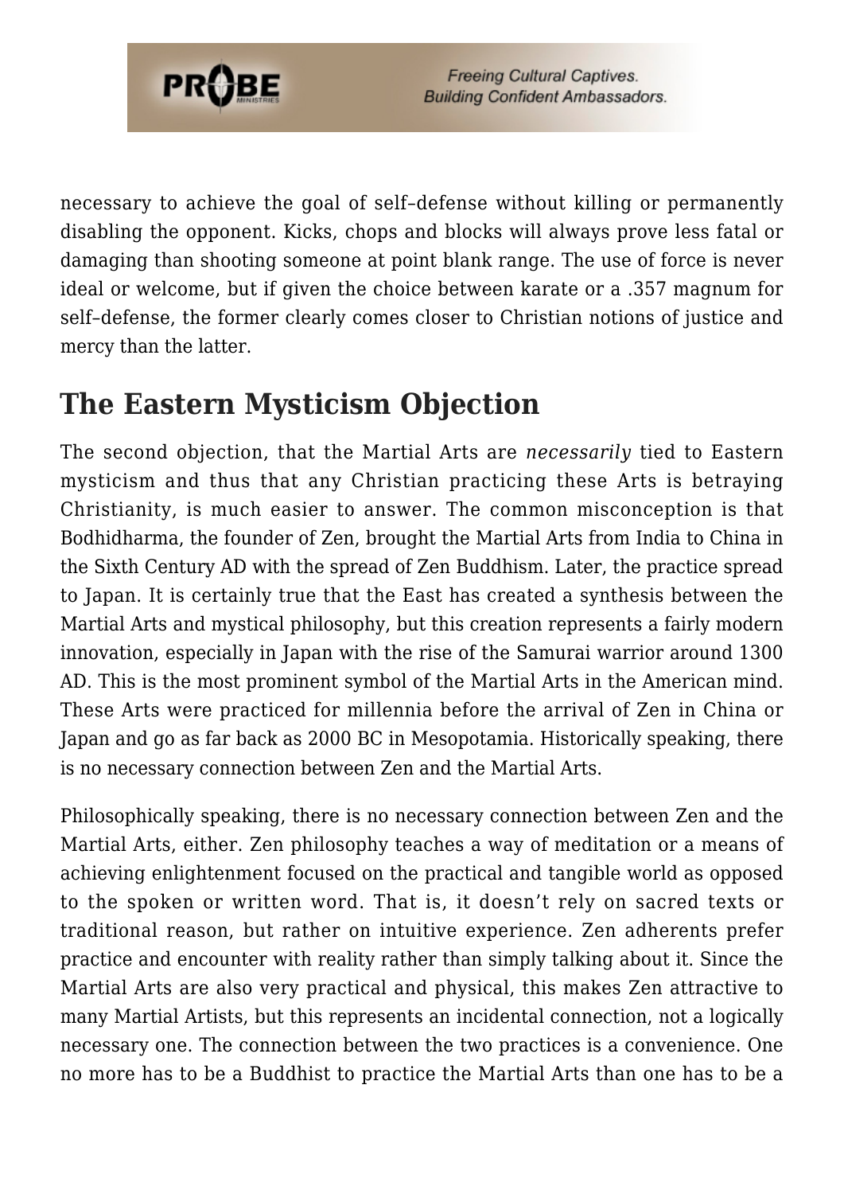necessary to achieve the goal of self–defense without killing or permanently disabling the opponent. Kicks, chops and blocks will always prove less fatal or damaging than shooting someone at point blank range. The use of force is never ideal or welcome, but if given the choice between karate or a .357 magnum for self–defense, the former clearly comes closer to Christian notions of justice and mercy than the latter.

## The Eastern Mysticism Objection

The second objection, that the Martial Arts are *necessarily* tied to Eastern mysticism and thus that any Christian practicing these Arts is betraying Christianity, is much easier to answer. The common misconception is that Bodhidharma, the founder of Zen, brought the Martial Arts from India to China in the Sixth Century AD with the spread of Zen Buddhism. Later, the practice spread to Japan. It is certainly true that the East has created a synthesis between the Martial Arts and mystical philosophy, but this creation represents a fairly modern innovation, especially in Japan with the rise of the Samurai warrior around 1300 AD. This is the most prominent symbol of the Martial Arts in the American mind. These Arts were practiced for millennia before the arrival of Zen in China or Japan and go as far back as 2000 BC in Mesopotamia. Historically speaking, there is no necessary connection between Zen and the Martial Arts.

Philosophically speaking, there is no necessary connection between Zen and the Martial Arts, either. Zen philosophy teaches a way of meditation or a means of achieving enlightenment focused on the practical and tangible world as opposed to the spoken or written word. That is, it doesn't rely on sacred texts or traditional reason, but rather on intuitive experience. Zen adherents prefer practice and encounter with reality rather than simply talking about it. Since the Martial Arts are also very practical and physical, this makes Zen attractive to many Martial Artists, but this represents an incidental connection, not a logically necessary one. The connection between the two practices is a convenience. One no more has to be a Buddhist to practice the Martial Arts than one has to be a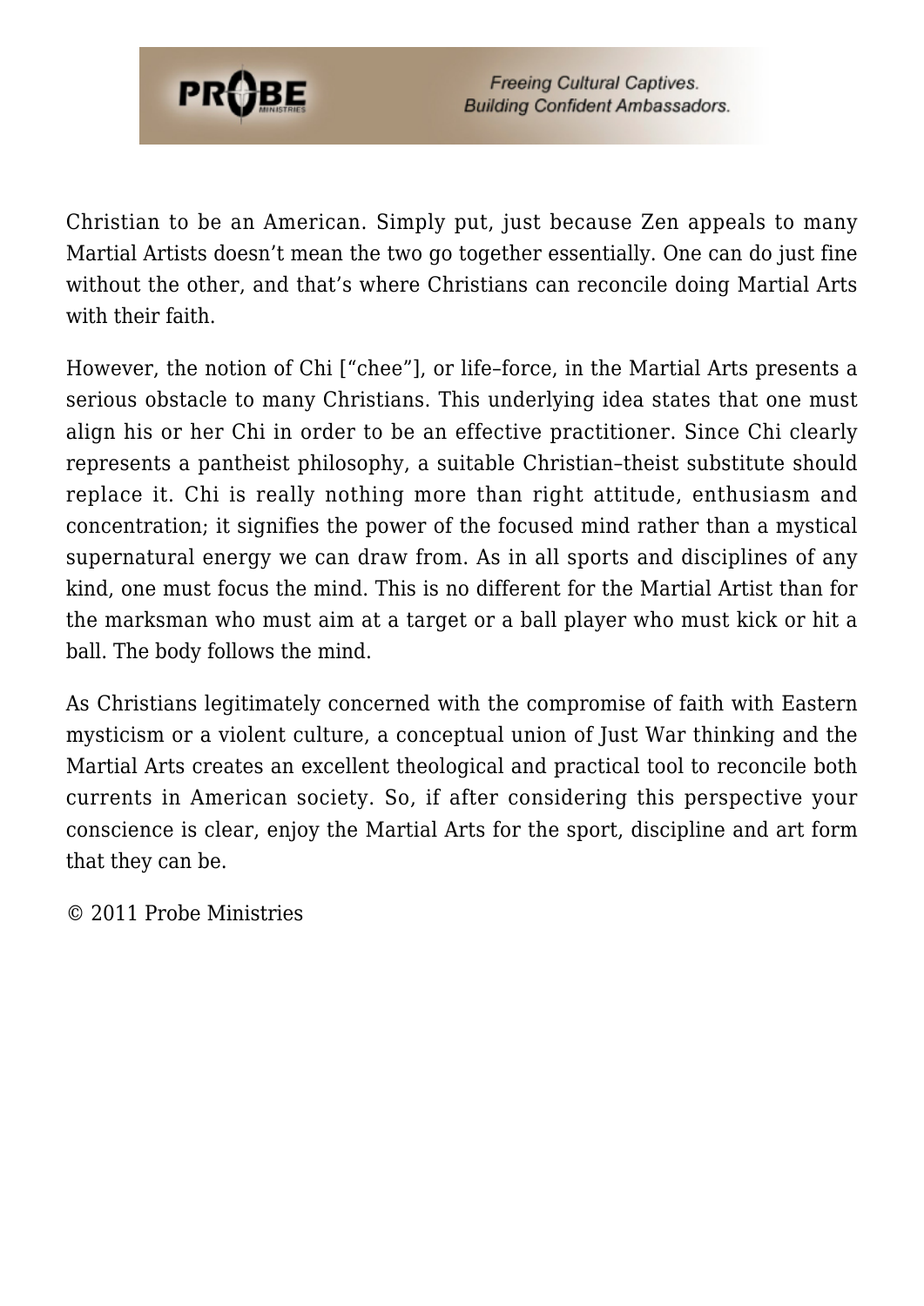Christian to be an American. Simply put, just because Zen appeals to many Martial Artists doesn't mean the two go together essentially. One can do just fine without the other, and that's where Christians can reconcile doing Martial Arts with their faith.

However, the notion of Chi ["chee"], or life–force, in the Martial Arts presents a serious obstacle to many Christians. This underlying idea states that one must align his or her Chi in order to be an effective practitioner. Since Chi clearly represents a pantheist philosophy, a suitable Christian–theist substitute should replace it. Chi is really nothing more than right attitude, enthusiasm and concentration; it signifies the power of the focused mind rather than a mystical supernatural energy we can draw from. As in all sports and disciplines of any kind, one must focus the mind. This is no different for the Martial Artist than for the marksman who must aim at a target or a ball player who must kick or hit a ball. The body follows the mind.

As Christians legitimately concerned with the compromise of faith with Eastern mysticism or a violent culture, a conceptual union of Just War thinking and the Martial Arts creates an excellent theological and practical tool to reconcile both currents in American society. So, if after considering this perspective your conscience is clear, enjoy the Martial Arts for the sport, discipline and art form that they can be.

© 2011 Probe Ministries